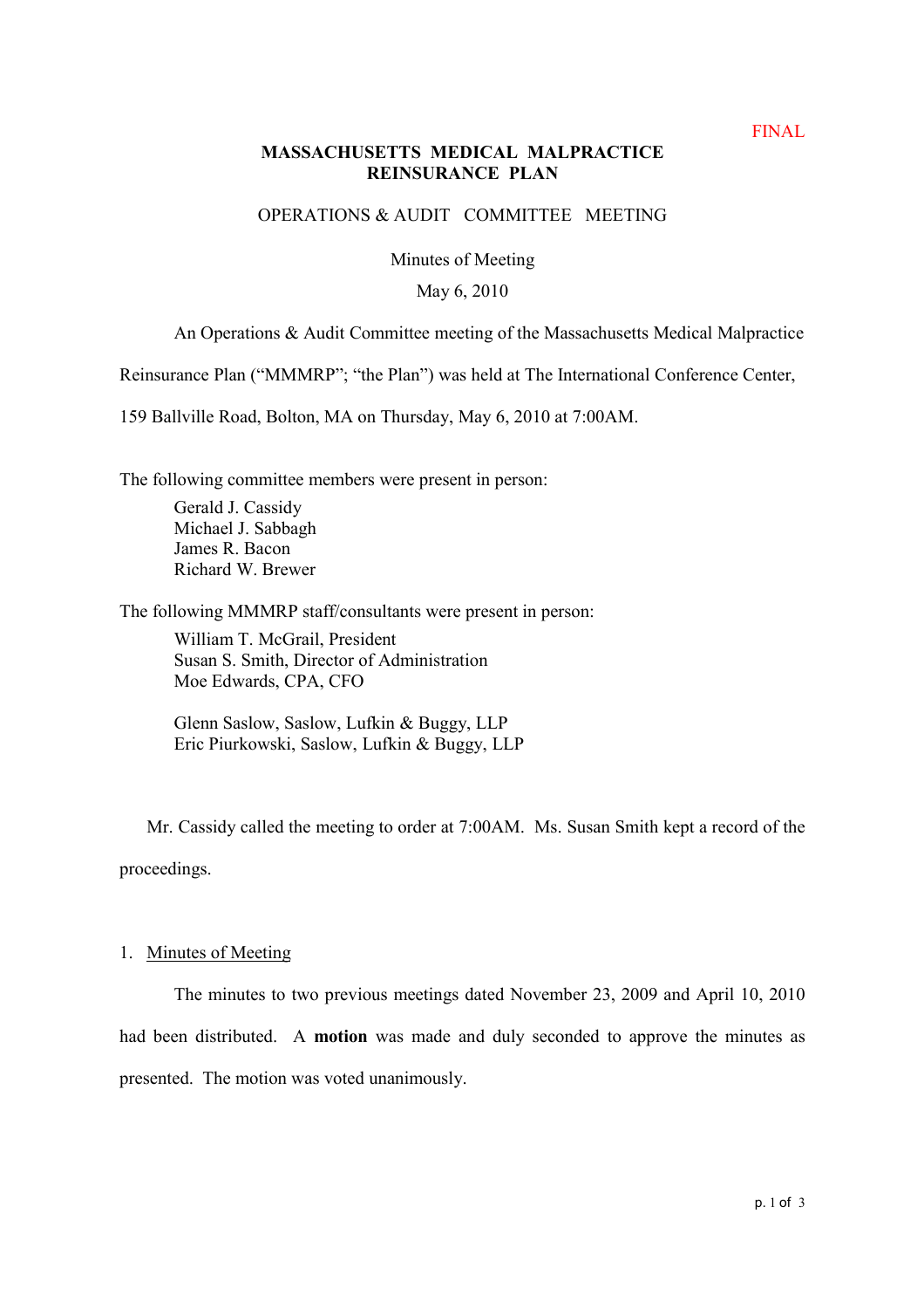FINAL

# MASSACHUSETTS MEDICAL MALPRACTICE REINSURANCE PLAN

## OPERATIONS & AUDIT COMMITTEE MEETING

Minutes of Meeting

May 6, 2010

An Operations & Audit Committee meeting of the Massachusetts Medical Malpractice Reinsurance Plan ("MMMRP"; "the Plan") was held at The International Conference Center, 159 Ballville Road, Bolton, MA on Thursday, May 6, 2010 at 7:00AM.

The following committee members were present in person:

Gerald J. Cassidy  
Michael J. Sabbagh  
James R. Bacon  
Richard W. Brewer

The following MMMRP staff/consultants were present in person:

William T. McGrail, President  
Susan S. Smith, Director of Administration  
Moe Edwards, CPA, CFO

Glenn Saslow, Saslow, Lufkin & Buggy, LLP  
Eric Piurkowski, Saslow, Lufkin & Buggy, LLP

Mr. Cassidy called the meeting to order at 7:00AM. Ms. Susan Smith kept a record of the proceedings.

1. Minutes of Meeting

The minutes to two previous meetings dated November 23, 2009 and April 10, 2010 had been distributed. A **motion** was made and duly seconded to approve the minutes as presented. The motion was voted unanimously.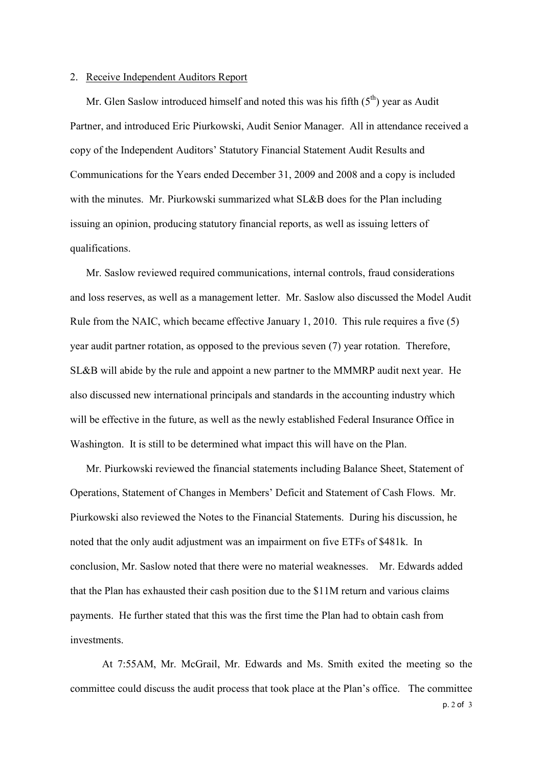2. Receive Independent Auditors Report

Mr. Glen Saslow introduced himself and noted this was his fifth (5th) year as Audit Partner, and introduced Eric Piurkowski, Audit Senior Manager. All in attendance received a copy of the Independent Auditors' Statutory Financial Statement Audit Results and Communications for the Years ended December 31, 2009 and 2008 and a copy is included with the minutes. Mr. Piurkowski summarized what SL&B does for the Plan including issuing an opinion, producing statutory financial reports, as well as issuing letters of qualifications.

Mr. Saslow reviewed required communications, internal controls, fraud considerations and loss reserves, as well as a management letter. Mr. Saslow also discussed the Model Audit Rule from the NAIC, which became effective January 1, 2010. This rule requires a five (5) year audit partner rotation, as opposed to the previous seven (7) year rotation. Therefore, SL&B will abide by the rule and appoint a new partner to the MMMRP audit next year. He also discussed new international principals and standards in the accounting industry which will be effective in the future, as well as the newly established Federal Insurance Office in Washington. It is still to be determined what impact this will have on the Plan.

Mr. Piurkowski reviewed the financial statements including Balance Sheet, Statement of Operations, Statement of Changes in Members' Deficit and Statement of Cash Flows. Mr. Piurkowski also reviewed the Notes to the Financial Statements. During his discussion, he noted that the only audit adjustment was an impairment on five ETFs of $481k. In conclusion, Mr. Saslow noted that there were no material weaknesses. Mr. Edwards added that the Plan has exhausted their cash position due to the $11M return and various claims payments. He further stated that this was the first time the Plan had to obtain cash from investments.

At 7:55AM, Mr. McGrail, Mr. Edwards and Ms. Smith exited the meeting so the committee could discuss the audit process that took place at the Plan's office. The committee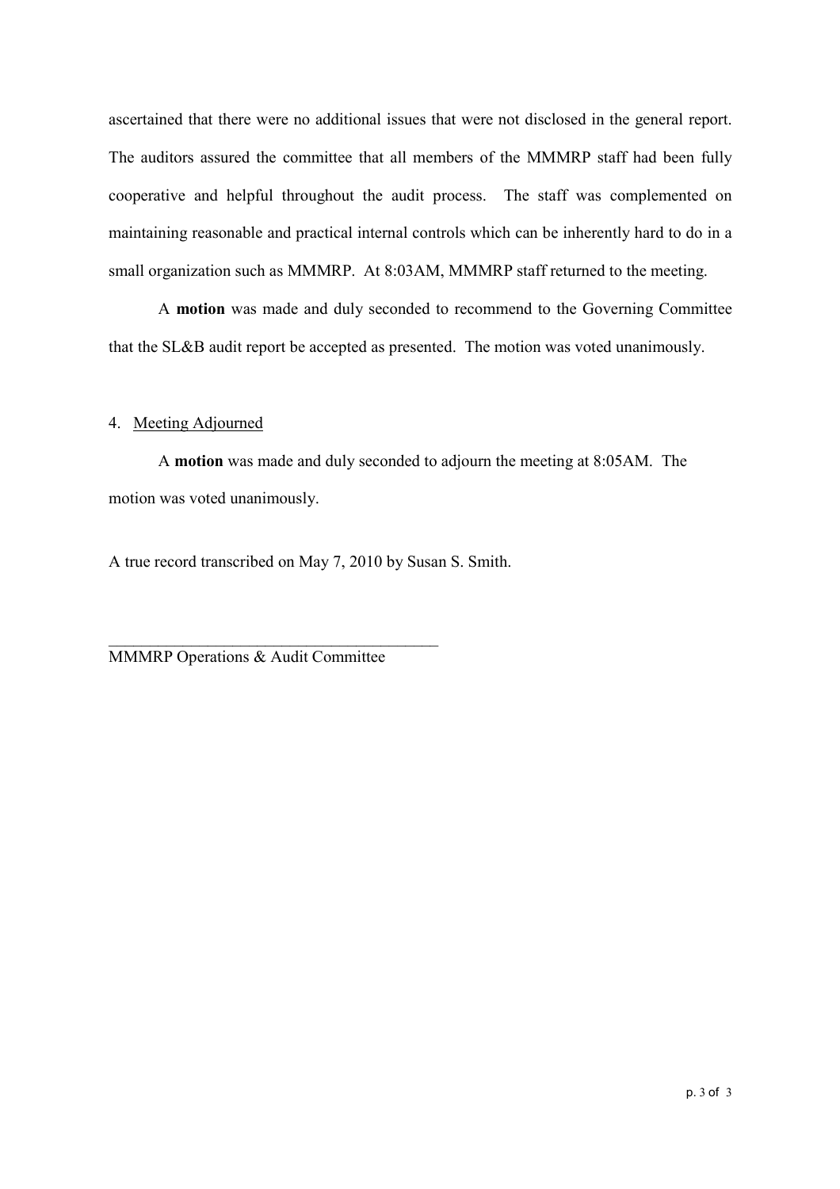ascertained that there were no additional issues that were not disclosed in the general report. The auditors assured the committee that all members of the MMMRP staff had been fully cooperative and helpful throughout the audit process. The staff was complemented on maintaining reasonable and practical internal controls which can be inherently hard to do in a small organization such as MMMRP. At 8:03AM, MMMRP staff returned to the meeting.

A **motion** was made and duly seconded to recommend to the Governing Committee that the SL&B audit report be accepted as presented. The motion was voted unanimously.

4. Meeting Adjourned

A **motion** was made and duly seconded to adjourn the meeting at 8:05AM. The motion was voted unanimously.

A true record transcribed on May 7, 2010 by Susan S. Smith.

\_\_\_\_\_\_\_\_\_\_\_\_\_\_\_\_\_\_\_\_\_\_\_\_\_\_\_\_\_\_\_\_\_\_\_\_\_\_\_\_

MMMRP Operations & Audit Committee